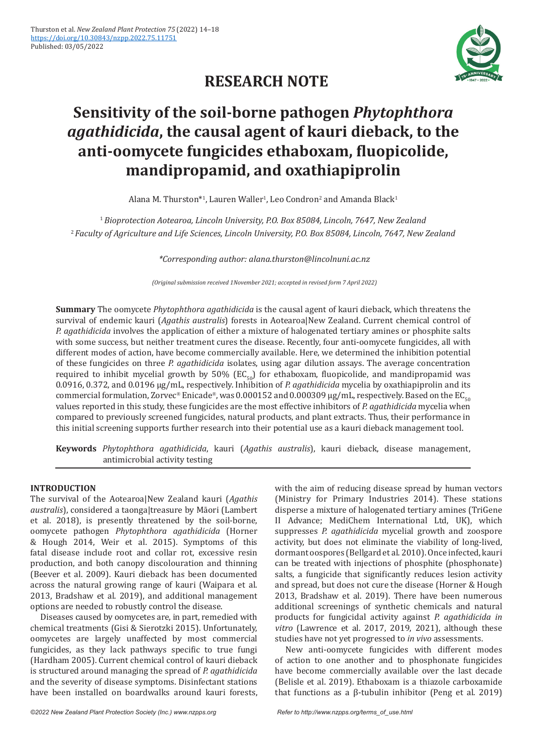# RESEARCH NOTE

# Sensitivity of the soil-borne pathogen *Phytophthora agathidicida*, the causal agent of kauri dieback, to the anti-oomycete fungicides ethaboxam, fluopicolide, mandipropamid, and oxathiapiprolin

Alana M. Thurston*[1], Lauren Waller[1], Leo Condron[2] and Amanda Black[1]

[1] *Bioprotection Aotearoa, Lincoln University, P.O. Box 85084, Lincoln, 7647, New Zealand*
[2] *Faculty of Agriculture and Life Sciences, Lincoln University, P.O. Box 85084, Lincoln, 7647, New Zealand*

*\*Corresponding author: alana.thurston@lincolnuni.ac.nz*

*(Original submission received 1November 2021; accepted in revised form 7 April 2022)*

**Summary** The oomycete *Phytophthora agathidicida* is the causal agent of kauri dieback, which threatens the survival of endemic kauri (*Agathis australis*) forests in Aotearoa|New Zealand. Current chemical control of *P. agathidicida* involves the application of either a mixture of halogenated tertiary amines or phosphite salts with some success, but neither treatment cures the disease. Recently, four anti-oomycete fungicides, all with different modes of action, have become commercially available. Here, we determined the inhibition potential of these fungicides on three *P. agathidicida* isolates, using agar dilution assays. The average concentration required to inhibit mycelial growth by 50% ($EC_{50}$) for ethaboxam, fluopicolide, and mandipropamid was 0.0916, 0.372, and 0.0196 µg/mL, respectively. Inhibition of *P. agathidicida* mycelia by oxathiapiprolin and its commercial formulation, Zorvec® Enicade®, was 0.000152 and 0.000309 µg/mL, respectively. Based on the $EC_{50}$ values reported in this study, these fungicides are the most effective inhibitors of *P. agathidicida* mycelia when compared to previously screened fungicides, natural products, and plant extracts. Thus, their performance in this initial screening supports further research into their potential use as a kauri dieback management tool.

**Keywords** *Phytophthora agathidicida*, kauri (*Agathis australis*), kauri dieback, disease management, antimicrobial activity testing

## INTRODUCTION

The survival of the Aotearoa|New Zealand kauri (*Agathis australis*), considered a taonga|treasure by Māori (Lambert et al. 2018), is presently threatened by the soil-borne, oomycete pathogen *Phytophthora agathidicida* (Horner & Hough 2014, Weir et al. 2015). Symptoms of this fatal disease include root and collar rot, excessive resin production, and both canopy discolouration and thinning (Beever et al. 2009). Kauri dieback has been documented across the natural growing range of kauri (Waipara et al. 2013, Bradshaw et al. 2019), and additional management options are needed to robustly control the disease.

Diseases caused by oomycetes are, in part, remedied with chemical treatments (Gisi & Sierotzki 2015). Unfortunately, oomycetes are largely unaffected by most commercial fungicides, as they lack pathways specific to true fungi (Hardham 2005). Current chemical control of kauri dieback is structured around managing the spread of *P. agathidicida* and the severity of disease symptoms. Disinfectant stations have been installed on boardwalks around kauri forests, with the aim of reducing disease spread by human vectors (Ministry for Primary Industries 2014). These stations disperse a mixture of halogenated tertiary amines (TriGene II Advance; MediChem International Ltd, UK), which suppresses *P. agathidicida* mycelial growth and zoospore activity, but does not eliminate the viability of long-lived, dormant oospores (Bellgard et al. 2010). Once infected, kauri can be treated with injections of phosphite (phosphonate) salts, a fungicide that significantly reduces lesion activity and spread, but does not cure the disease (Horner & Hough 2013, Bradshaw et al. 2019). There have been numerous additional screenings of synthetic chemicals and natural products for fungicidal activity against *P. agathidicida in vitro* (Lawrence et al. 2017, 2019, 2021), although these studies have not yet progressed to *in vivo* assessments.

New anti-oomycete fungicides with different modes of action to one another and to phosphonate fungicides have become commercially available over the last decade (Belisle et al. 2019). Ethaboxam is a thiazole carboxamide that functions as a β-tubulin inhibitor (Peng et al. 2019)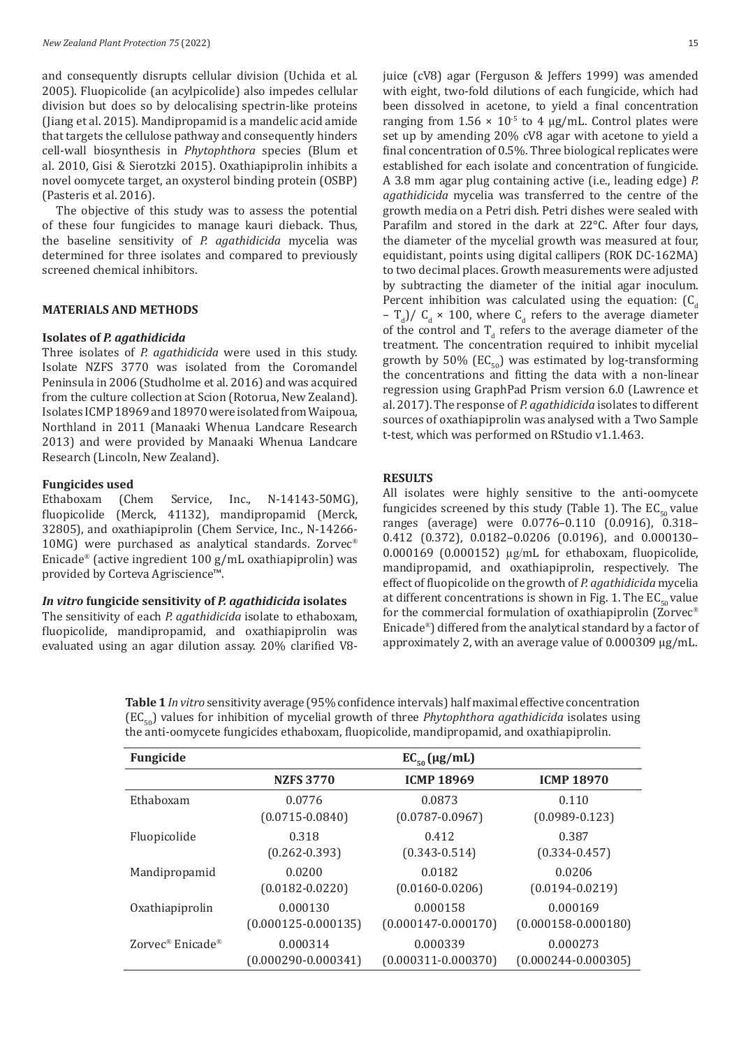and consequently disrupts cellular division (Uchida et al. 2005). Fluopicolide (an acylpicolide) also impedes cellular division but does so by delocalising spectrin-like proteins (Jiang et al. 2015). Mandipropamid is a mandelic acid amide that targets the cellulose pathway and consequently hinders cell-wall biosynthesis in *Phytophthora* species (Blum et al. 2010, Gisi & Sierotzki 2015). Oxathiapiprolin inhibits a novel oomycete target, an oxysterol binding protein (OSBP) (Pasteris et al. 2016).

The objective of this study was to assess the potential of these four fungicides to manage kauri dieback. Thus, the baseline sensitivity of *P. agathidicida* mycelia was determined for three isolates and compared to previously screened chemical inhibitors.

## MATERIALS AND METHODS

### Isolates of *P. agathidicida*

Three isolates of *P. agathidicida* were used in this study. Isolate NZFS 3770 was isolated from the Coromandel Peninsula in 2006 (Studholme et al. 2016) and was acquired from the culture collection at Scion (Rotorua, New Zealand). Isolates ICMP 18969 and 18970 were isolated from Waipoua, Northland in 2011 (Manaaki Whenua Landcare Research 2013) and were provided by Manaaki Whenua Landcare Research (Lincoln, New Zealand).

### Fungicides used

Ethaboxam (Chem Service, Inc., N-14143-50MG), fluopicolide (Merck, 41132), mandipropamid (Merck, 32805), and oxathiapiprolin (Chem Service, Inc., N-14266-10MG) were purchased as analytical standards. Zorvec® Enicade® (active ingredient 100 g/mL oxathiapiprolin) was provided by Corteva Agriscience™.

### *In vitro* fungicide sensitivity of *P. agathidicida* isolates

The sensitivity of each *P. agathidicida* isolate to ethaboxam, fluopicolide, mandipropamid, and oxathiapiprolin was evaluated using an agar dilution assay. 20% clarified V8-juice (cV8) agar (Ferguson & Jeffers 1999) was amended with eight, two-fold dilutions of each fungicide, which had been dissolved in acetone, to yield a final concentration ranging from $1.56 \times 10^{-5}$ to 4 µg/mL. Control plates were set up by amending 20% cV8 agar with acetone to yield a final concentration of 0.5%. Three biological replicates were established for each isolate and concentration of fungicide. A 3.8 mm agar plug containing active (i.e., leading edge) *P. agathidicida* mycelia was transferred to the centre of the growth media on a Petri dish. Petri dishes were sealed with Parafilm and stored in the dark at 22°C. After four days, the diameter of the mycelial growth was measured at four, equidistant, points using digital callipers (ROK DC-162MA) to two decimal places. Growth measurements were adjusted by subtracting the diameter of the initial agar inoculum. Percent inhibition was calculated using the equation: $(C_d - T_d)/ C_d \times 100$, where $C_d$ refers to the average diameter of the control and $T_d$ refers to the average diameter of the treatment. The concentration required to inhibit mycelial growth by 50% ($EC_{50}$) was estimated by log-transforming the concentrations and fitting the data with a non-linear regression using GraphPad Prism version 6.0 (Lawrence et al. 2017). The response of *P. agathidicida* isolates to different sources of oxathiapiprolin was analysed with a Two Sample t-test, which was performed on RStudio v1.1.463.

## RESULTS

All isolates were highly sensitive to the anti-oomycete fungicides screened by this study (Table 1). The $EC_{50}$ value ranges (average) were 0.0776–0.110 (0.0916), 0.318–0.412 (0.372), 0.0182–0.0206 (0.0196), and 0.000130–0.000169 (0.000152) µg/mL for ethaboxam, fluopicolide, mandipropamid, and oxathiapiprolin, respectively. The effect of fluopicolide on the growth of *P. agathidicida* mycelia at different concentrations is shown in Fig. 1. The $EC_{50}$ value for the commercial formulation of oxathiapiprolin (Zorvec® Enicade®) differed from the analytical standard by a factor of approximately 2, with an average value of 0.000309 µg/mL.

**Table 1** *In vitro* sensitivity average (95% confidence intervals) half maximal effective concentration ($EC_{50}$) values for inhibition of mycelial growth of three *Phytophthora agathidicida* isolates using the anti-oomycete fungicides ethaboxam, fluopicolide, mandipropamid, and oxathiapiprolin.

| Fungicide | $EC_{50}$ (µg/mL) | | |
|---|---|---|---|
| | **NZFS 3770** | **ICMP 18969** | **ICMP 18970** |
| Ethaboxam | 0.0776 (0.0715-0.0840) | 0.0873 (0.0787-0.0967) | 0.110 (0.0989-0.123) |
| Fluopicolide | 0.318 (0.262-0.393) | 0.412 (0.343-0.514) | 0.387 (0.334-0.457) |
| Mandipropamid | 0.0200 (0.0182-0.0220) | 0.0182 (0.0160-0.0206) | 0.0206 (0.0194-0.0219) |
| Oxathiapiprolin | 0.000130 (0.000125-0.000135) | 0.000158 (0.000147-0.000170) | 0.000169 (0.000158-0.000180) |
| Zorvec® Enicade® | 0.000314 (0.000290-0.000341) | 0.000339 (0.000311-0.000370) | 0.000273 (0.000244-0.000305) |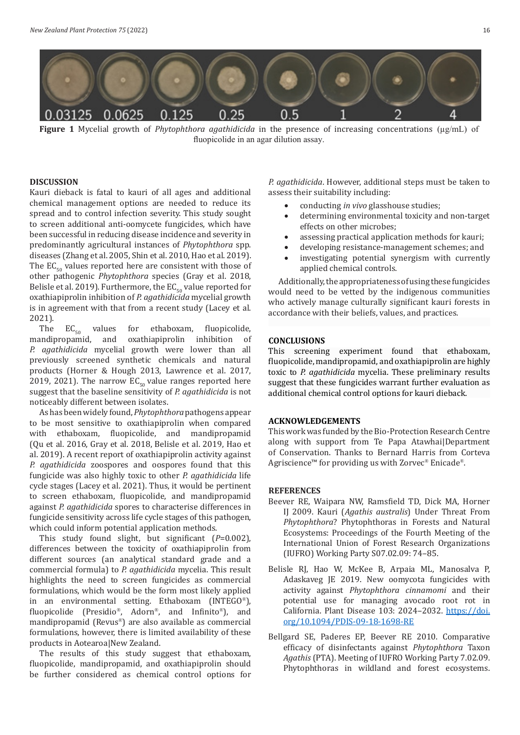Figure 1 Mycelial growth of *Phytophthora agathidicida* in the presence of increasing concentrations (µg/mL) of fluopicolide in an agar dilution assay.

## DISCUSSION

Kauri dieback is fatal to kauri of all ages and additional chemical management options are needed to reduce its spread and to control infection severity. This study sought to screen additional anti-oomycete fungicides, which have been successful in reducing disease incidence and severity in predominantly agricultural instances of *Phytophthora* spp. diseases (Zhang et al. 2005, Shin et al. 2010, Hao et al. 2019). The $EC_{50}$ values reported here are consistent with those of other pathogenic *Phytophthora* species (Gray et al. 2018, Belisle et al. 2019). Furthermore, the $EC_{50}$ value reported for oxathiapiprolin inhibition of *P. agathidicida* mycelial growth is in agreement with that from a recent study (Lacey et al. 2021).

The $EC_{50}$ values for ethaboxam, fluopicolide, mandipropamid, and oxathiapiprolin inhibition of *P. agathidicida* mycelial growth were lower than all previously screened synthetic chemicals and natural products (Horner & Hough 2013, Lawrence et al. 2017, 2019, 2021). The narrow $EC_{50}$ value ranges reported here suggest that the baseline sensitivity of *P. agathidicida* is not noticeably different between isolates.

As has been widely found, *Phytophthora* pathogens appear to be most sensitive to oxathiapiprolin when compared with ethaboxam, fluopicolide, and mandipropamid (Qu et al. 2016, Gray et al. 2018, Belisle et al. 2019, Hao et al. 2019). A recent report of oxathiapiprolin activity against *P. agathidicida* zoospores and oospores found that this fungicide was also highly toxic to other *P. agathidicida* life cycle stages (Lacey et al. 2021). Thus, it would be pertinent to screen ethaboxam, fluopicolide, and mandipropamid against *P. agathidicida* spores to characterise differences in fungicide sensitivity across life cycle stages of this pathogen, which could inform potential application methods.

This study found slight, but significant ($P$=0.002), differences between the toxicity of oxathiapiprolin from different sources (an analytical standard grade and a commercial formula) to *P. agathidicida* mycelia. This result highlights the need to screen fungicides as commercial formulations, which would be the form most likely applied in an environmental setting. Ethaboxam (INTEGO®), fluopicolide (Presidio®, Adorn®, and Infinito®), and mandipropamid (Revus®) are also available as commercial formulations, however, there is limited availability of these products in Aotearoa|New Zealand.

The results of this study suggest that ethaboxam, fluopicolide, mandipropamid, and oxathiapiprolin should be further considered as chemical control options for *P. agathidicida*. However, additional steps must be taken to assess their suitability including:

- conducting *in vivo* glasshouse studies;
- determining environmental toxicity and non-target effects on other microbes;
- assessing practical application methods for kauri;
- developing resistance-management schemes; and
- investigating potential synergism with currently applied chemical controls.

Additionally, the appropriateness of using these fungicides would need to be vetted by the indigenous communities who actively manage culturally significant kauri forests in accordance with their beliefs, values, and practices.

## CONCLUSIONS

This screening experiment found that ethaboxam, fluopicolide, mandipropamid, and oxathiapiprolin are highly toxic to *P. agathidicida* mycelia. These preliminary results suggest that these fungicides warrant further evaluation as additional chemical control options for kauri dieback.

## ACKNOWLEDGEMENTS

This work was funded by the Bio-Protection Research Centre along with support from Te Papa Atawhai|Department of Conservation. Thanks to Bernard Harris from Corteva Agriscience™ for providing us with Zorvec® Enicade®.

## REFERENCES

Beever RE, Waipara NW, Ramsfield TD, Dick MA, Horner IJ 2009. Kauri (*Agathis australis*) Under Threat From *Phytophthora*? Phytophthoras in Forests and Natural Ecosystems: Proceedings of the Fourth Meeting of the International Union of Forest Research Organizations (IUFRO) Working Party S07.02.09: 74–85.

Belisle RJ, Hao W, McKee B, Arpaia ML, Manosalva P, Adaskaveg JE 2019. New oomycota fungicides with activity against *Phytophthora cinnamomi* and their potential use for managing avocado root rot in California. Plant Disease 103: 2024–2032. https://doi.org/10.1094/PDIS-09-18-1698-RE

Bellgard SE, Paderes EP, Beever RE 2010. Comparative efficacy of disinfectants against *Phytophthora* Taxon *Agathis* (PTA). Meeting of IUFRO Working Party 7.02.09. Phytophthoras in wildland and forest ecosystems.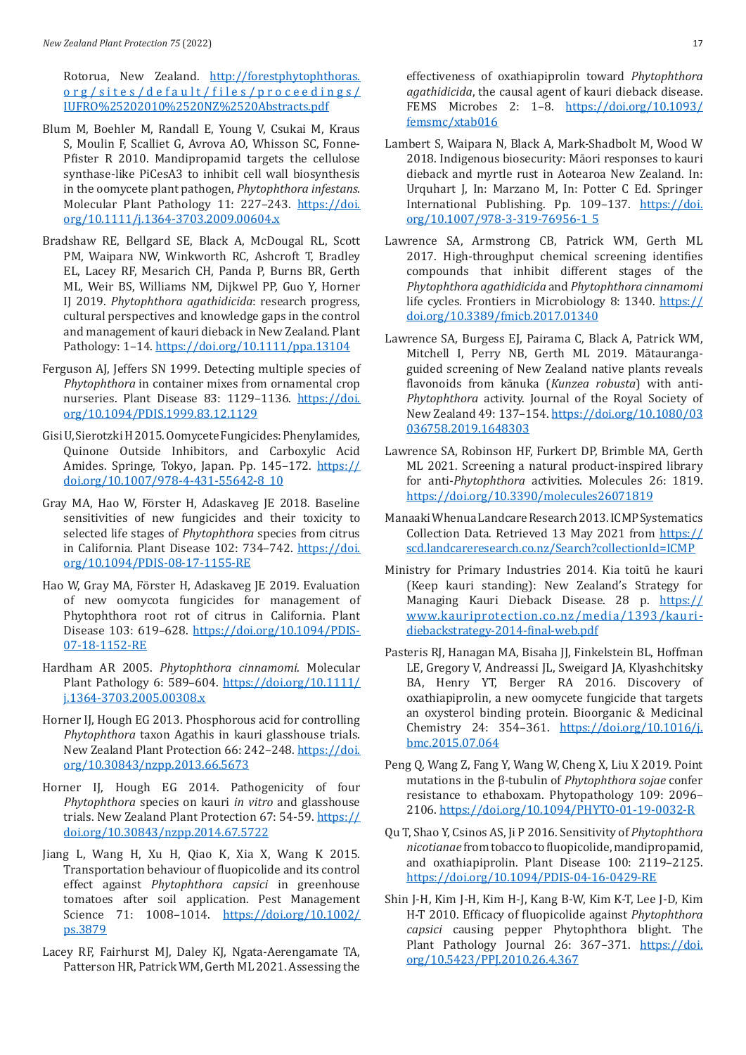Rotorua, New Zealand. http://forestphytophthoras.org/sites/default/files/proceedings/IUFRO%25202010%2520NZ%2520Abstracts.pdf

Blum M, Boehler M, Randall E, Young V, Csukai M, Kraus S, Moulin F, Scalliet G, Avrova AO, Whisson SC, Fonne-Pfister R 2010. Mandipropamid targets the cellulose synthase-like PiCesA3 to inhibit cell wall biosynthesis in the oomycete plant pathogen, *Phytophthora infestans*. Molecular Plant Pathology 11: 227–243. https://doi.org/10.1111/j.1364-3703.2009.00604.x

Bradshaw RE, Bellgard SE, Black A, McDougal RL, Scott PM, Waipara NW, Winkworth RC, Ashcroft T, Bradley EL, Lacey RF, Mesarich CH, Panda P, Burns BR, Gerth ML, Weir BS, Williams NM, Dijkwel PP, Guo Y, Horner IJ 2019. *Phytophthora agathidicida*: research progress, cultural perspectives and knowledge gaps in the control and management of kauri dieback in New Zealand. Plant Pathology: 1–14. https://doi.org/10.1111/ppa.13104

Ferguson AJ, Jeffers SN 1999. Detecting multiple species of *Phytophthora* in container mixes from ornamental crop nurseries. Plant Disease 83: 1129–1136. https://doi.org/10.1094/PDIS.1999.83.12.1129

Gisi U, Sierotzki H 2015. Oomycete Fungicides: Phenylamides, Quinone Outside Inhibitors, and Carboxylic Acid Amides. Springe, Tokyo, Japan. Pp. 145–172. https://doi.org/10.1007/978-4-431-55642-8_10

Gray MA, Hao W, Förster H, Adaskaveg JE 2018. Baseline sensitivities of new fungicides and their toxicity to selected life stages of *Phytophthora* species from citrus in California. Plant Disease 102: 734–742. https://doi.org/10.1094/PDIS-08-17-1155-RE

Hao W, Gray MA, Förster H, Adaskaveg JE 2019. Evaluation of new oomycota fungicides for management of Phytophthora root rot of citrus in California. Plant Disease 103: 619–628. https://doi.org/10.1094/PDIS-07-18-1152-RE

Hardham AR 2005. *Phytophthora cinnamomi*. Molecular Plant Pathology 6: 589–604. https://doi.org/10.1111/j.1364-3703.2005.00308.x

Horner IJ, Hough EG 2013. Phosphorous acid for controlling *Phytophthora* taxon Agathis in kauri glasshouse trials. New Zealand Plant Protection 66: 242–248. https://doi.org/10.30843/nzpp.2013.66.5673

Horner IJ, Hough EG 2014. Pathogenicity of four *Phytophthora* species on kauri *in vitro* and glasshouse trials. New Zealand Plant Protection 67: 54-59. https://doi.org/10.30843/nzpp.2014.67.5722

Jiang L, Wang H, Xu H, Qiao K, Xia X, Wang K 2015. Transportation behaviour of fluopicolide and its control effect against *Phytophthora capsici* in greenhouse tomatoes after soil application. Pest Management Science 71: 1008–1014. https://doi.org/10.1002/ps.3879

Lacey RF, Fairhurst MJ, Daley KJ, Ngata-Aerengamate TA, Patterson HR, Patrick WM, Gerth ML 2021. Assessing the effectiveness of oxathiapiprolin toward *Phytophthora agathidicida*, the causal agent of kauri dieback disease. FEMS Microbes 2: 1–8. https://doi.org/10.1093/femsmc/xtab016

Lambert S, Waipara N, Black A, Mark-Shadbolt M, Wood W 2018. Indigenous biosecurity: Māori responses to kauri dieback and myrtle rust in Aotearoa New Zealand. In: Urquhart J, In: Marzano M, In: Potter C Ed. Springer International Publishing. Pp. 109–137. https://doi.org/10.1007/978-3-319-76956-1_5

Lawrence SA, Armstrong CB, Patrick WM, Gerth ML 2017. High-throughput chemical screening identifies compounds that inhibit different stages of the *Phytophthora agathidicida* and *Phytophthora cinnamomi* life cycles. Frontiers in Microbiology 8: 1340. https://doi.org/10.3389/fmicb.2017.01340

Lawrence SA, Burgess EJ, Pairama C, Black A, Patrick WM, Mitchell I, Perry NB, Gerth ML 2019. Mātauranga-guided screening of New Zealand native plants reveals flavonoids from kānuka (*Kunzea robusta*) with anti-*Phytophthora* activity. Journal of the Royal Society of New Zealand 49: 137–154. https://doi.org/10.1080/03036758.2019.1648303

Lawrence SA, Robinson HF, Furkert DP, Brimble MA, Gerth ML 2021. Screening a natural product-inspired library for anti-*Phytophthora* activities. Molecules 26: 1819. https://doi.org/10.3390/molecules26071819

Manaaki Whenua Landcare Research 2013. ICMP Systematics Collection Data. Retrieved 13 May 2021 from https://scd.landcareresearch.co.nz/Search?collectionId=ICMP

Ministry for Primary Industries 2014. Kia toitū he kauri (Keep kauri standing): New Zealand's Strategy for Managing Kauri Dieback Disease. 28 p. https://www.kauriprotection.co.nz/media/1393/kauri-diebackstrategy-2014-final-web.pdf

Pasteris RJ, Hanagan MA, Bisaha JJ, Finkelstein BL, Hoffman LE, Gregory V, Andreassi JL, Sweigard JA, Klyashchitsky BA, Henry YT, Berger RA 2016. Discovery of oxathiapiprolin, a new oomycete fungicide that targets an oxysterol binding protein. Bioorganic & Medicinal Chemistry 24: 354–361. https://doi.org/10.1016/j.bmc.2015.07.064

Peng Q, Wang Z, Fang Y, Wang W, Cheng X, Liu X 2019. Point mutations in the β-tubulin of *Phytophthora sojae* confer resistance to ethaboxam. Phytopathology 109: 2096–2106. https://doi.org/10.1094/PHYTO-01-19-0032-R

Qu T, Shao Y, Csinos AS, Ji P 2016. Sensitivity of *Phytophthora nicotianae* from tobacco to fluopicolide, mandipropamid, and oxathiapiprolin. Plant Disease 100: 2119–2125. https://doi.org/10.1094/PDIS-04-16-0429-RE

Shin J-H, Kim J-H, Kim H-J, Kang B-W, Kim K-T, Lee J-D, Kim H-T 2010. Efficacy of fluopicolide against *Phytophthora capsici* causing pepper Phytophthora blight. The Plant Pathology Journal 26: 367–371. https://doi.org/10.5423/PPJ.2010.26.4.367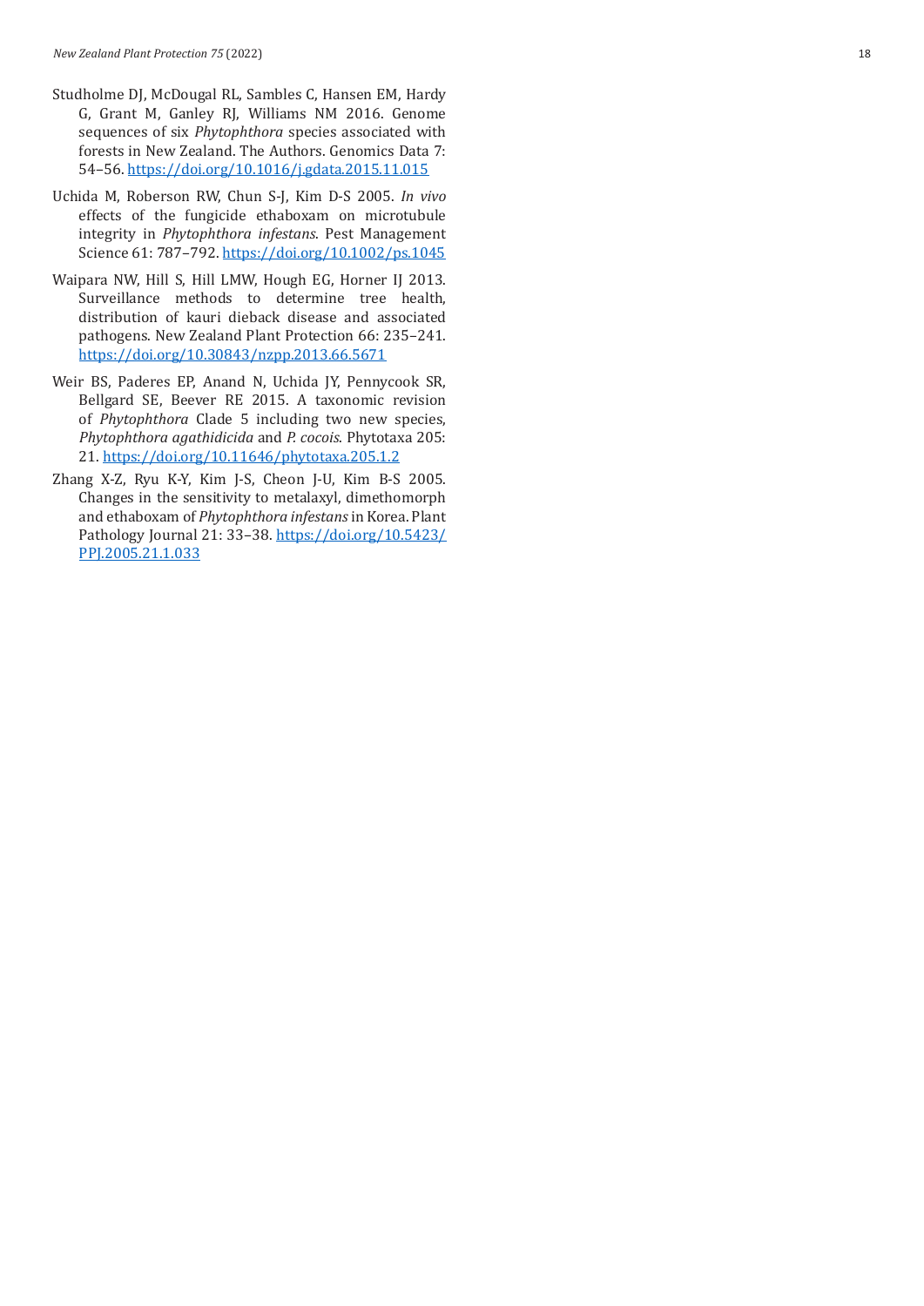Studholme DJ, McDougal RL, Sambles C, Hansen EM, Hardy G, Grant M, Ganley RJ, Williams NM 2016. Genome sequences of six *Phytophthora* species associated with forests in New Zealand. The Authors. Genomics Data 7: 54–56. https://doi.org/10.1016/j.gdata.2015.11.015

Uchida M, Roberson RW, Chun S-J, Kim D-S 2005. *In vivo* effects of the fungicide ethaboxam on microtubule integrity in *Phytophthora infestans*. Pest Management Science 61: 787–792. https://doi.org/10.1002/ps.1045

Waipara NW, Hill S, Hill LMW, Hough EG, Horner IJ 2013. Surveillance methods to determine tree health, distribution of kauri dieback disease and associated pathogens. New Zealand Plant Protection 66: 235–241. https://doi.org/10.30843/nzpp.2013.66.5671

Weir BS, Paderes EP, Anand N, Uchida JY, Pennycook SR, Bellgard SE, Beever RE 2015. A taxonomic revision of *Phytophthora* Clade 5 including two new species, *Phytophthora agathidicida* and *P. cocois*. Phytotaxa 205: 21. https://doi.org/10.11646/phytotaxa.205.1.2

Zhang X-Z, Ryu K-Y, Kim J-S, Cheon J-U, Kim B-S 2005. Changes in the sensitivity to metalaxyl, dimethomorph and ethaboxam of *Phytophthora infestans* in Korea. Plant Pathology Journal 21: 33–38. https://doi.org/10.5423/PPJ.2005.21.1.033